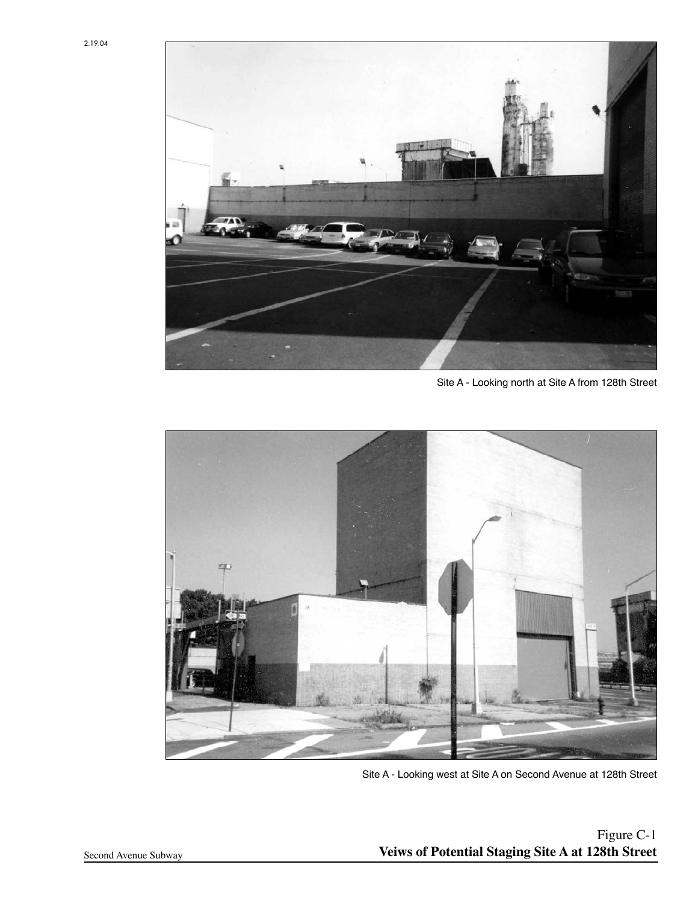Site A - Looking north at Site A from 128th Street

Site A - Looking west at Site A on Second Avenue at 128th Street

Figure C-1
**Veiws of Potential Staging Site A at 128th Street**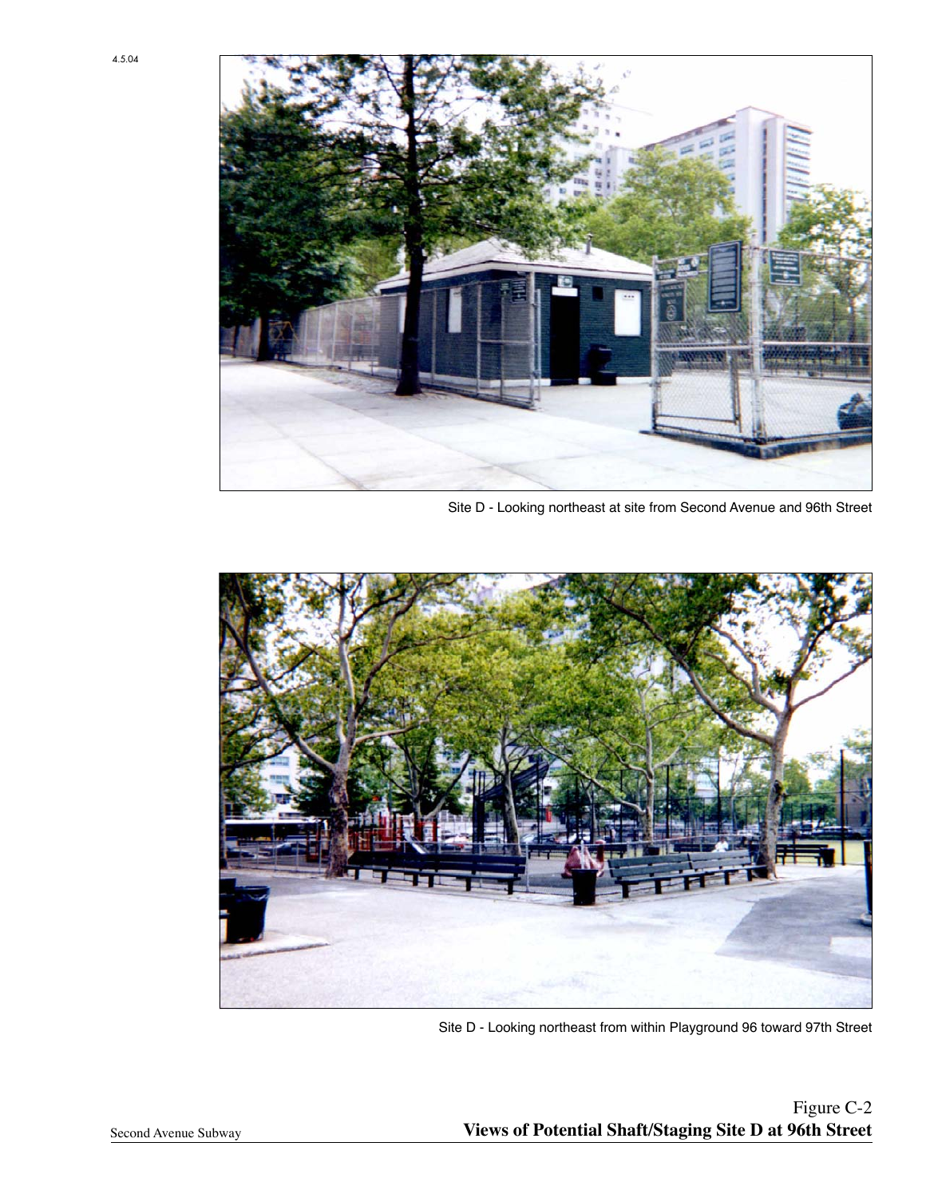Site D - Looking northeast at site from Second Avenue and 96th Street

Site D - Looking northeast from within Playground 96 toward 97th Street

Figure C-2
**Views of Potential Shaft/Staging Site D at 96th Street**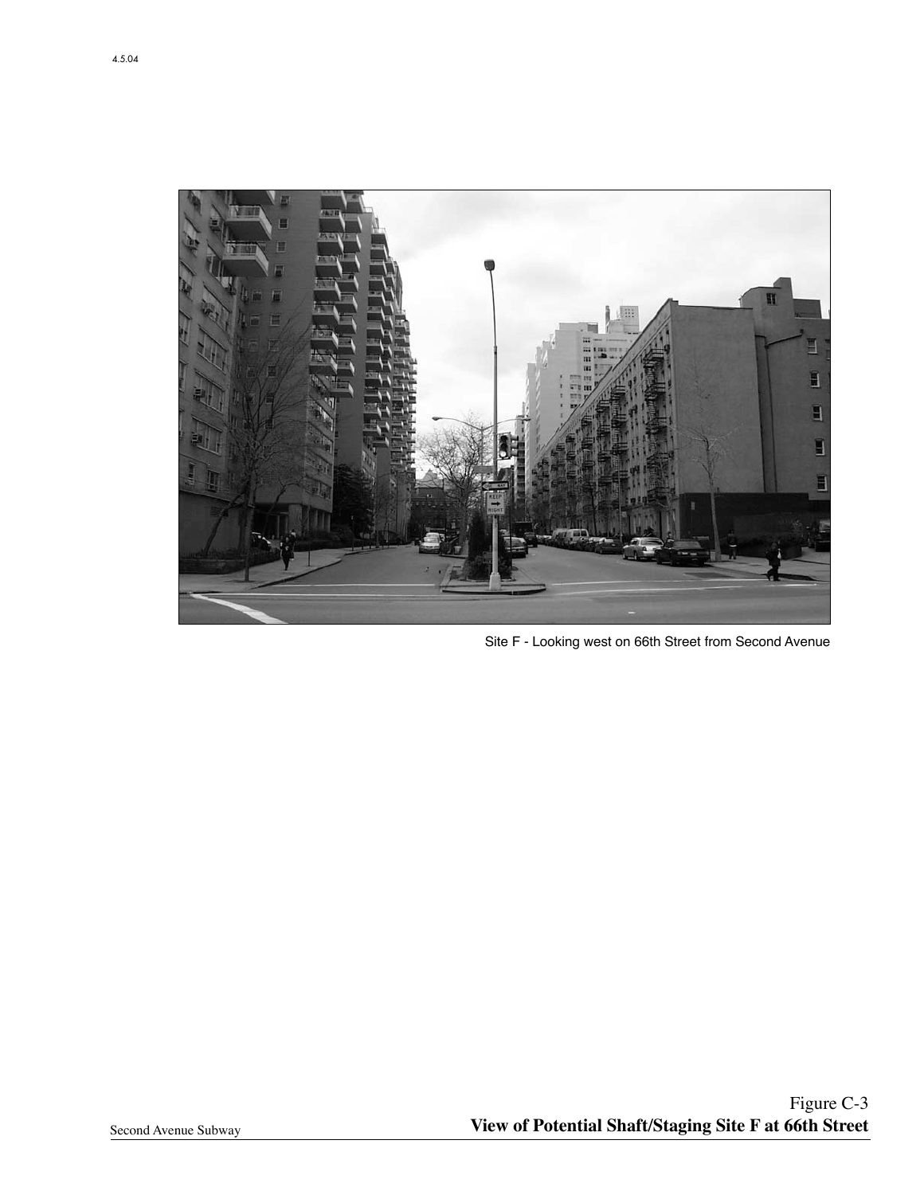Site F - Looking west on 66th Street from Second Avenue

Figure C-3
**View of Potential Shaft/Staging Site F at 66th Street**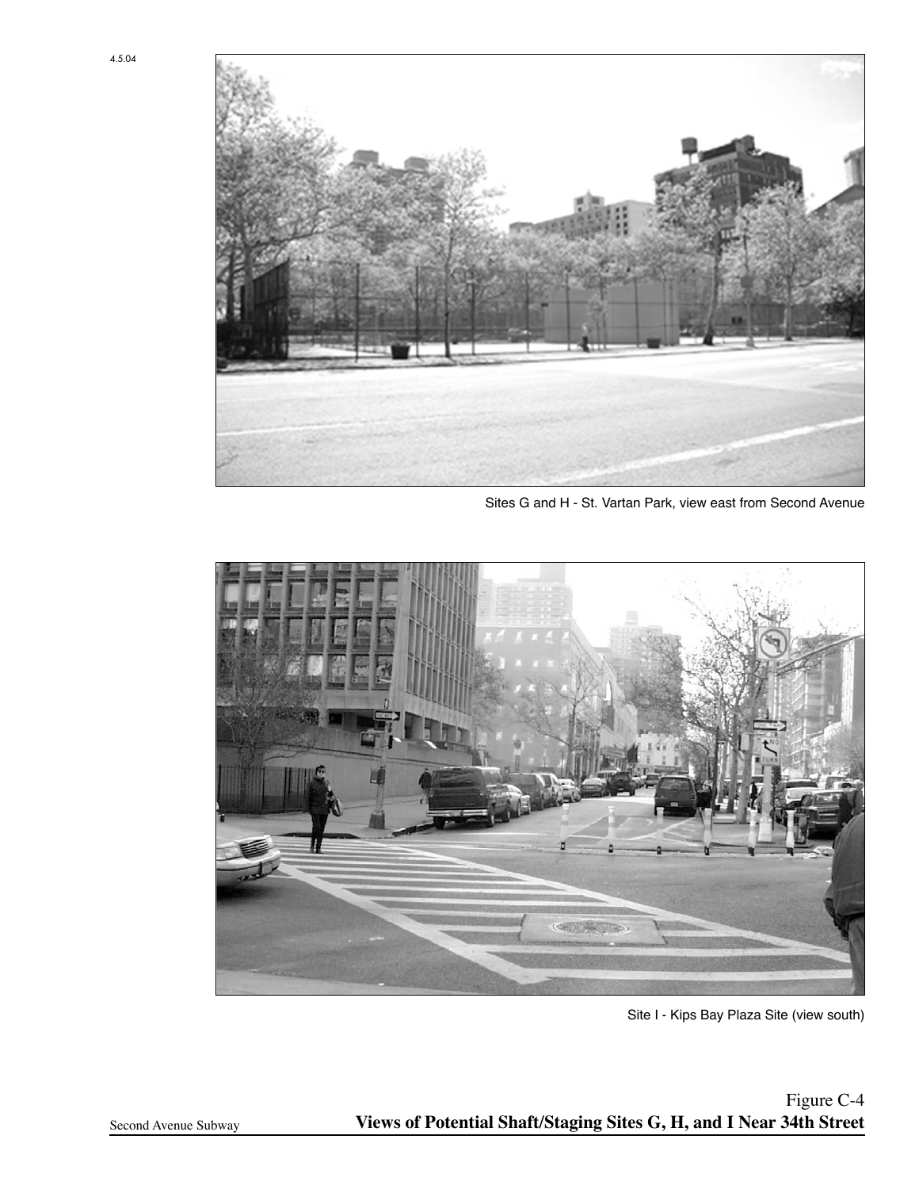Sites G and H - St. Vartan Park, view east from Second Avenue

Site I - Kips Bay Plaza Site (view south)

Figure C-4

**Views of Potential Shaft/Staging Sites G, H, and I Near 34th Street**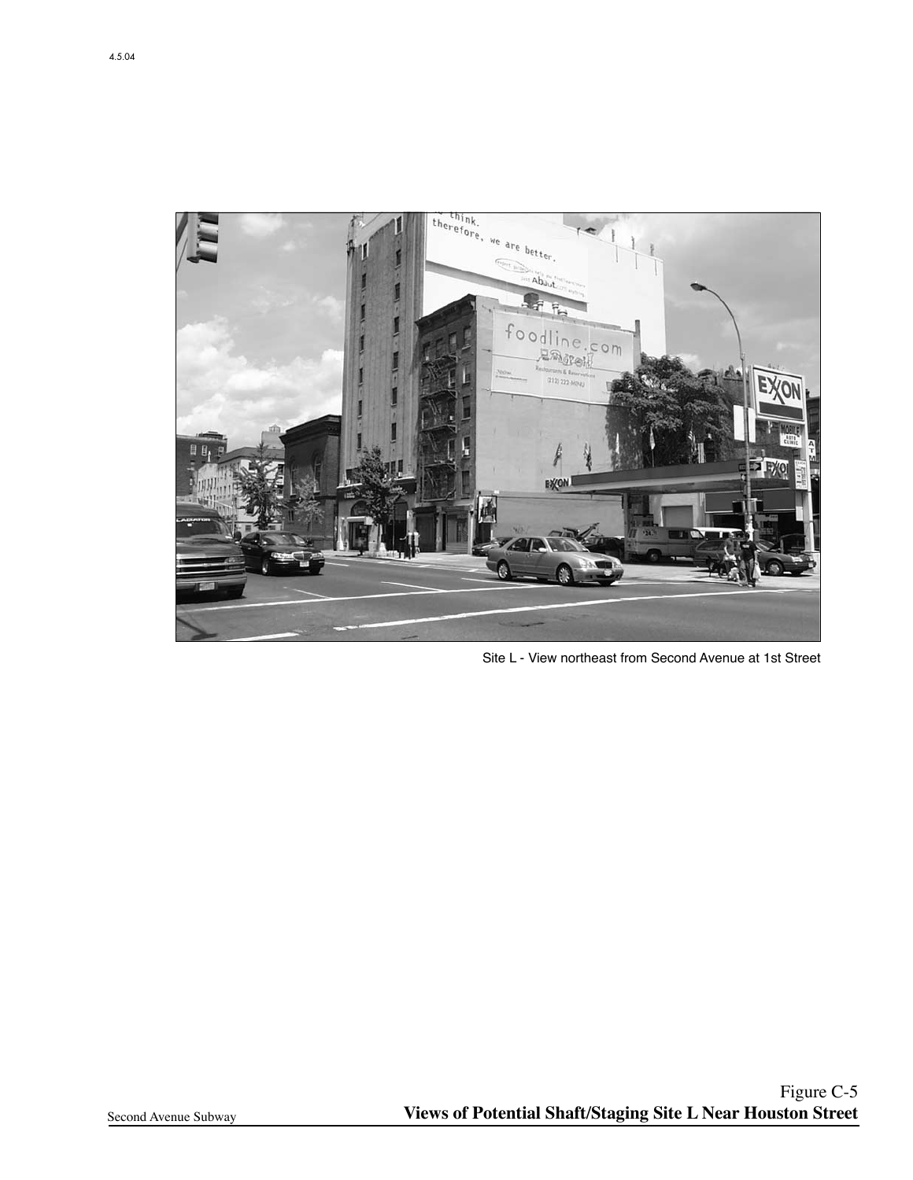Site L - View northeast from Second Avenue at 1st Street

Figure C-5
**Views of Potential Shaft/Staging Site L Near Houston Street**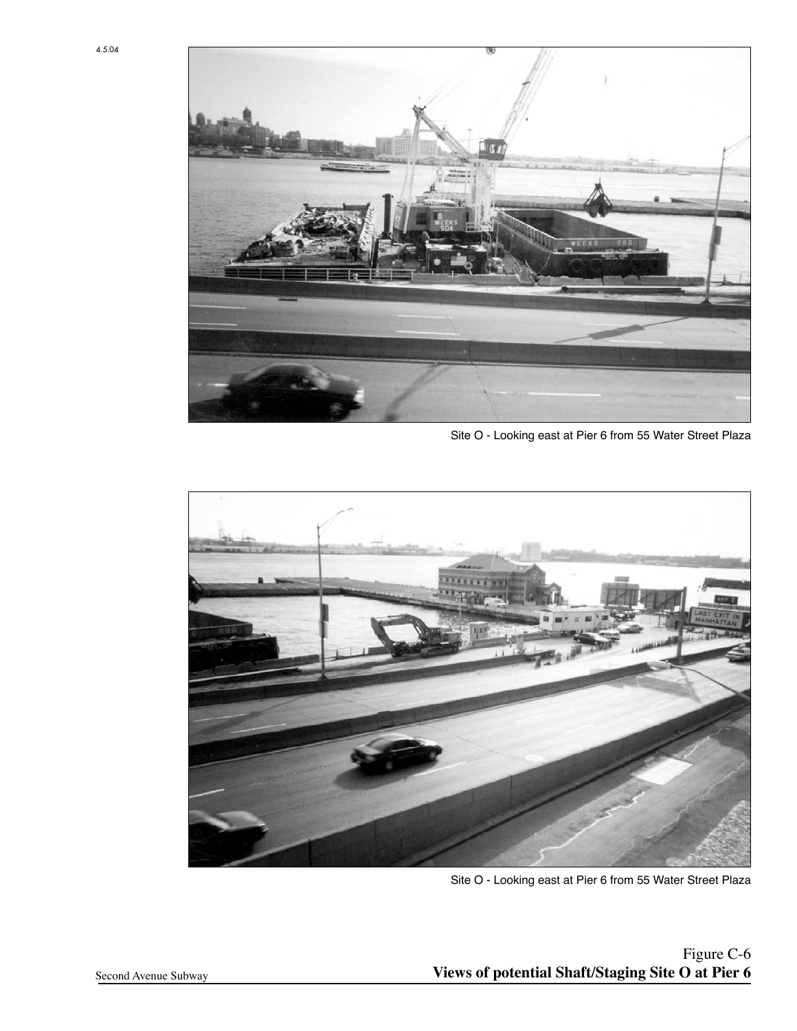Site O - Looking east at Pier 6 from 55 Water Street Plaza

Site O - Looking east at Pier 6 from 55 Water Street Plaza

Figure C-6
**Views of potential Shaft/Staging Site O at Pier 6**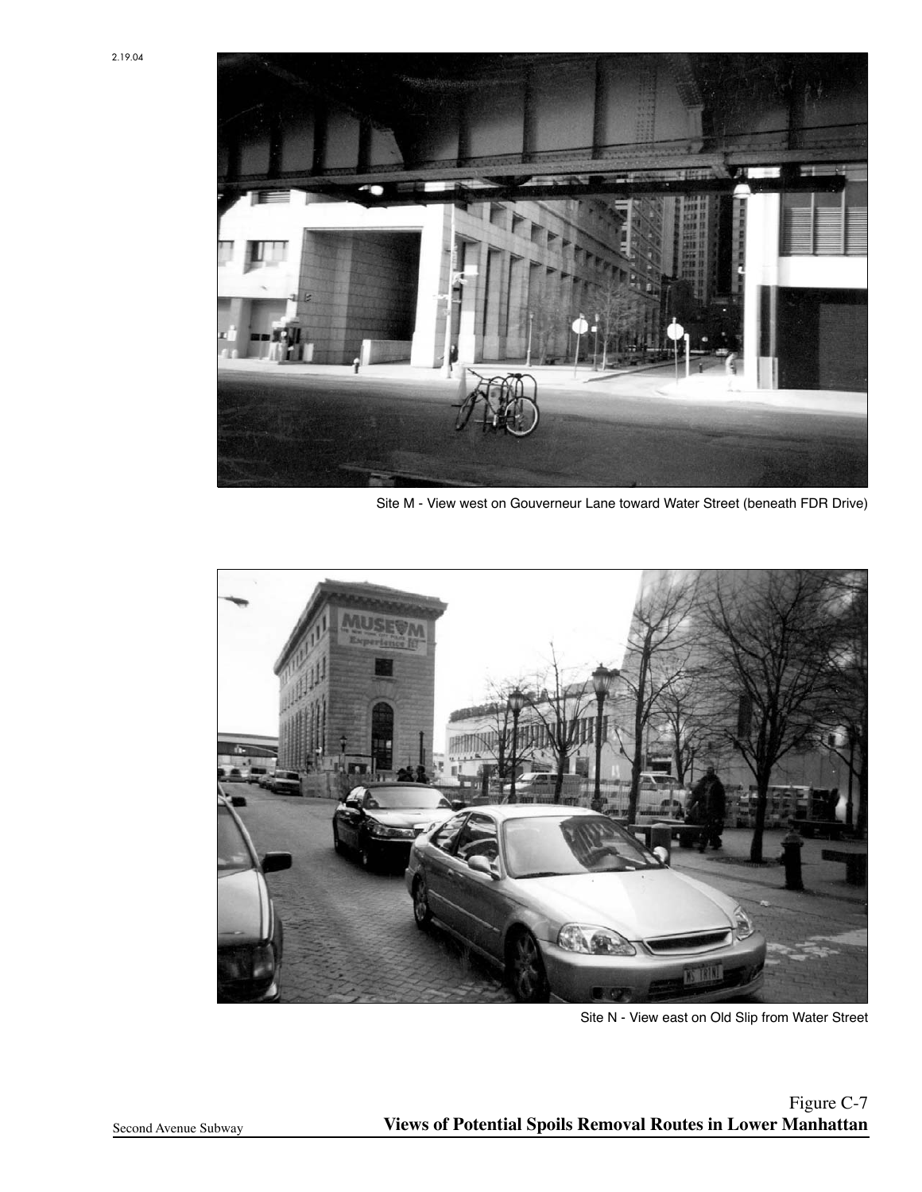Site M - View west on Gouverneur Lane toward Water Street (beneath FDR Drive)

Site N - View east on Old Slip from Water Street

Figure C-7
**Views of Potential Spoils Removal Routes in Lower Manhattan**